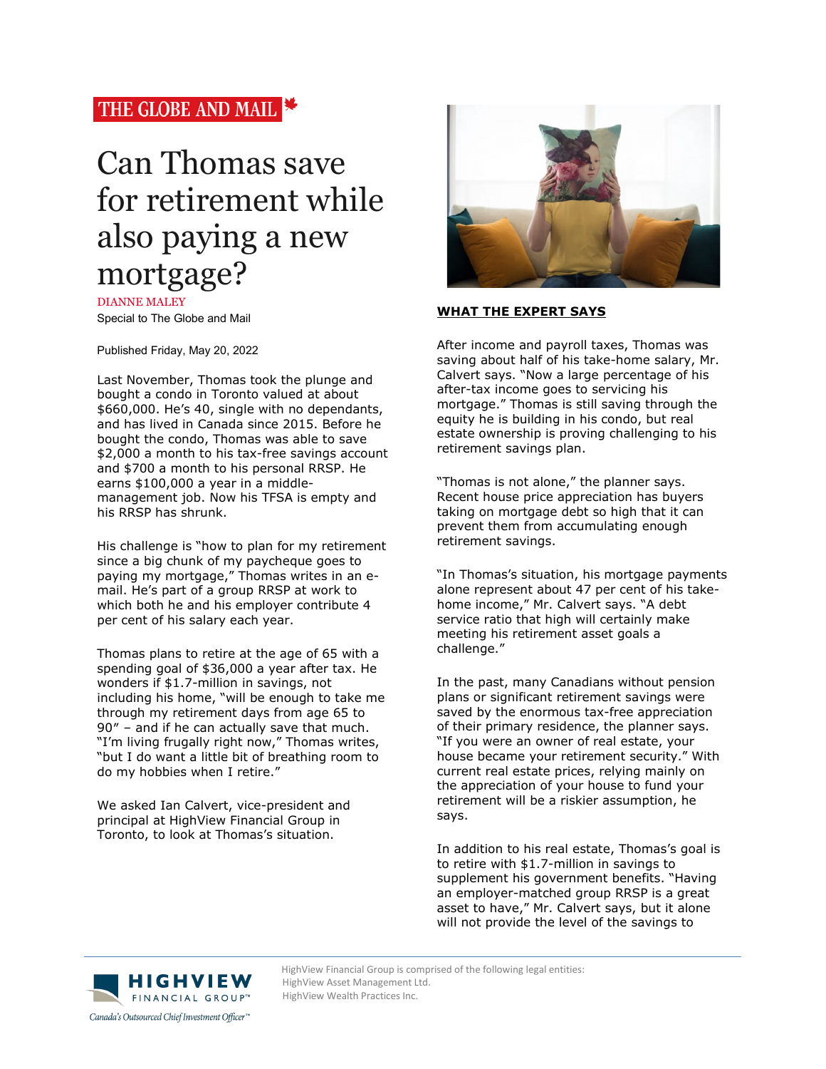THE GLOBE AND MAIL

# Can Thomas save for retirement while also paying a new mortgage?

DIANNE MALEY
Special to The Globe and Mail

Published Friday, May 20, 2022

Last November, Thomas took the plunge and bought a condo in Toronto valued at about $660,000. He's 40, single with no dependants, and has lived in Canada since 2015. Before he bought the condo, Thomas was able to save $2,000 a month to his tax-free savings account and $700 a month to his personal RRSP. He earns $100,000 a year in a middle-management job. Now his TFSA is empty and his RRSP has shrunk.

His challenge is "how to plan for my retirement since a big chunk of my paycheque goes to paying my mortgage," Thomas writes in an e-mail. He's part of a group RRSP at work to which both he and his employer contribute 4 per cent of his salary each year.

Thomas plans to retire at the age of 65 with a spending goal of $36,000 a year after tax. He wonders if $1.7-million in savings, not including his home, "will be enough to take me through my retirement days from age 65 to 90" – and if he can actually save that much. "I'm living frugally right now," Thomas writes, "but I do want a little bit of breathing room to do my hobbies when I retire."

We asked Ian Calvert, vice-president and principal at HighView Financial Group in Toronto, to look at Thomas's situation.

## WHAT THE EXPERT SAYS

After income and payroll taxes, Thomas was saving about half of his take-home salary, Mr. Calvert says. "Now a large percentage of his after-tax income goes to servicing his mortgage." Thomas is still saving through the equity he is building in his condo, but real estate ownership is proving challenging to his retirement savings plan.

"Thomas is not alone," the planner says. Recent house price appreciation has buyers taking on mortgage debt so high that it can prevent them from accumulating enough retirement savings.

"In Thomas's situation, his mortgage payments alone represent about 47 per cent of his take-home income," Mr. Calvert says. "A debt service ratio that high will certainly make meeting his retirement asset goals a challenge."

In the past, many Canadians without pension plans or significant retirement savings were saved by the enormous tax-free appreciation of their primary residence, the planner says. "If you were an owner of real estate, your house became your retirement security." With current real estate prices, relying mainly on the appreciation of your house to fund your retirement will be a riskier assumption, he says.

In addition to his real estate, Thomas's goal is to retire with $1.7-million in savings to supplement his government benefits. "Having an employer-matched group RRSP is a great asset to have," Mr. Calvert says, but it alone will not provide the level of the savings to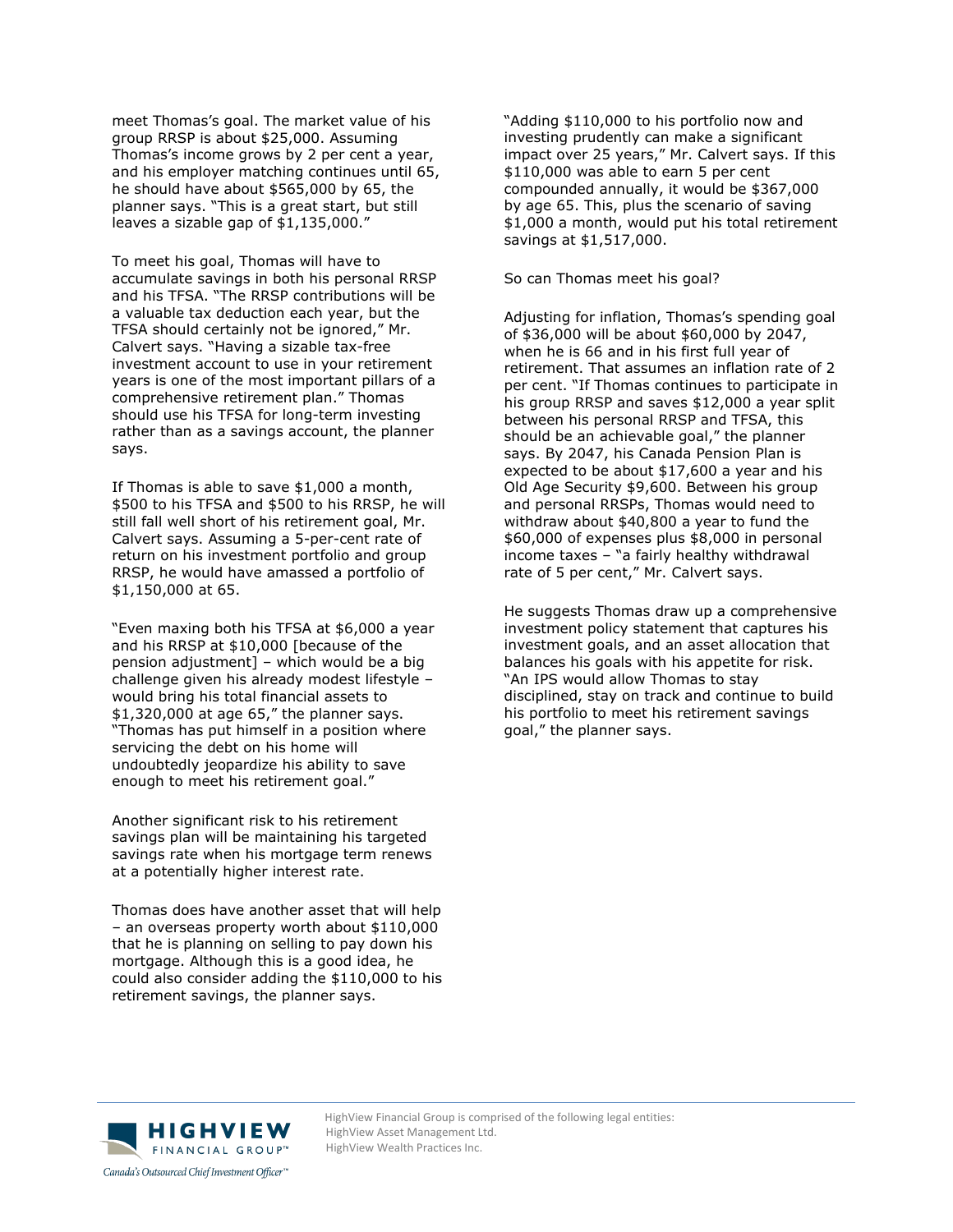meet Thomas's goal. The market value of his group RRSP is about $25,000. Assuming Thomas's income grows by 2 per cent a year, and his employer matching continues until 65, he should have about $565,000 by 65, the planner says. "This is a great start, but still leaves a sizable gap of $1,135,000."

To meet his goal, Thomas will have to accumulate savings in both his personal RRSP and his TFSA. "The RRSP contributions will be a valuable tax deduction each year, but the TFSA should certainly not be ignored," Mr. Calvert says. "Having a sizable tax-free investment account to use in your retirement years is one of the most important pillars of a comprehensive retirement plan." Thomas should use his TFSA for long-term investing rather than as a savings account, the planner says.

If Thomas is able to save $1,000 a month, $500 to his TFSA and $500 to his RRSP, he will still fall well short of his retirement goal, Mr. Calvert says. Assuming a 5-per-cent rate of return on his investment portfolio and group RRSP, he would have amassed a portfolio of $1,150,000 at 65.

"Even maxing both his TFSA at $6,000 a year and his RRSP at $10,000 [because of the pension adjustment] – which would be a big challenge given his already modest lifestyle – would bring his total financial assets to $1,320,000 at age 65," the planner says. "Thomas has put himself in a position where servicing the debt on his home will undoubtedly jeopardize his ability to save enough to meet his retirement goal."

Another significant risk to his retirement savings plan will be maintaining his targeted savings rate when his mortgage term renews at a potentially higher interest rate.

Thomas does have another asset that will help – an overseas property worth about $110,000 that he is planning on selling to pay down his mortgage. Although this is a good idea, he could also consider adding the $110,000 to his retirement savings, the planner says.

"Adding $110,000 to his portfolio now and investing prudently can make a significant impact over 25 years," Mr. Calvert says. If this $110,000 was able to earn 5 per cent compounded annually, it would be $367,000 by age 65. This, plus the scenario of saving $1,000 a month, would put his total retirement savings at $1,517,000.

So can Thomas meet his goal?

Adjusting for inflation, Thomas's spending goal of $36,000 will be about $60,000 by 2047, when he is 66 and in his first full year of retirement. That assumes an inflation rate of 2 per cent. "If Thomas continues to participate in his group RRSP and saves $12,000 a year split between his personal RRSP and TFSA, this should be an achievable goal," the planner says. By 2047, his Canada Pension Plan is expected to be about $17,600 a year and his Old Age Security $9,600. Between his group and personal RRSPs, Thomas would need to withdraw about $40,800 a year to fund the $60,000 of expenses plus $8,000 in personal income taxes – "a fairly healthy withdrawal rate of 5 per cent," Mr. Calvert says.

He suggests Thomas draw up a comprehensive investment policy statement that captures his investment goals, and an asset allocation that balances his goals with his appetite for risk. "An IPS would allow Thomas to stay disciplined, stay on track and continue to build his portfolio to meet his retirement savings goal," the planner says.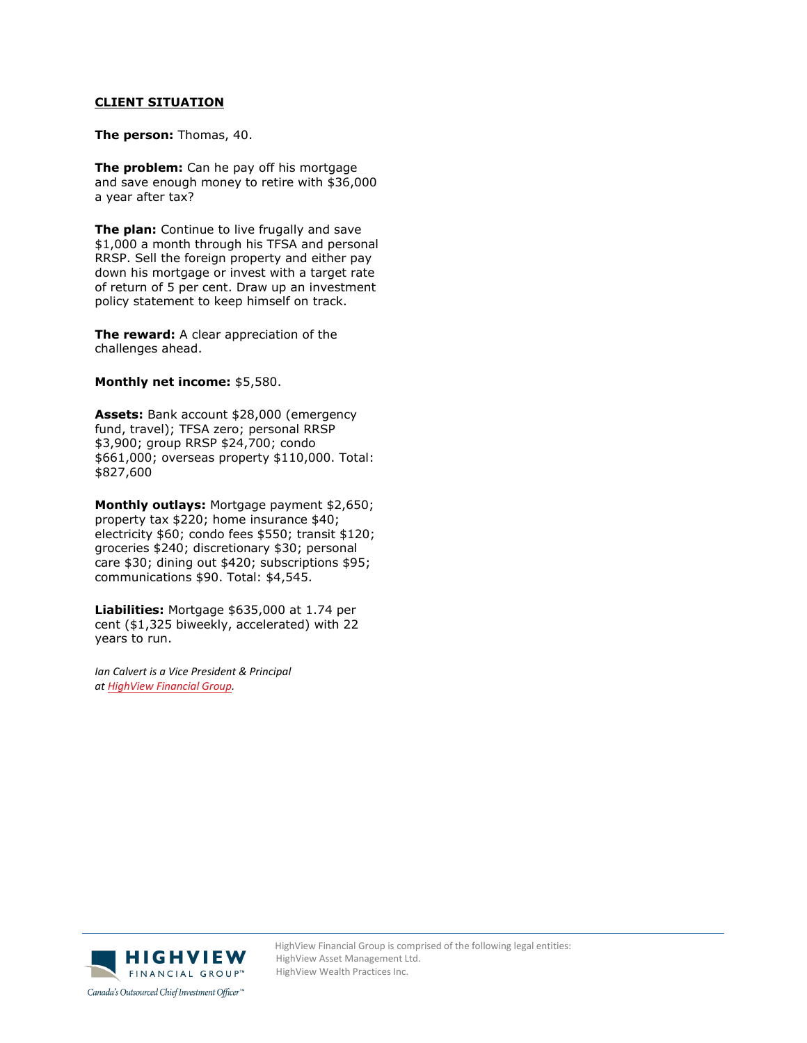**CLIENT SITUATION**

**The person:** Thomas, 40.

**The problem:** Can he pay off his mortgage and save enough money to retire with $36,000 a year after tax?

**The plan:** Continue to live frugally and save $1,000 a month through his TFSA and personal RRSP. Sell the foreign property and either pay down his mortgage or invest with a target rate of return of 5 per cent. Draw up an investment policy statement to keep himself on track.

**The reward:** A clear appreciation of the challenges ahead.

**Monthly net income:** $5,580.

**Assets:** Bank account $28,000 (emergency fund, travel); TFSA zero; personal RRSP $3,900; group RRSP $24,700; condo $661,000; overseas property $110,000. Total: $827,600

**Monthly outlays:** Mortgage payment $2,650; property tax $220; home insurance $40; electricity $60; condo fees $550; transit $120; groceries $240; discretionary $30; personal care $30; dining out $420; subscriptions $95; communications $90. Total: $4,545.

**Liabilities:** Mortgage $635,000 at 1.74 per cent ($1,325 biweekly, accelerated) with 22 years to run.

*Ian Calvert is a Vice President & Principal at HighView Financial Group.*

HighView Financial Group is comprised of the following legal entities:
HighView Asset Management Ltd.
HighView Wealth Practices Inc.

HIGHVIEW FINANCIAL GROUP™

*Canada's Outsourced Chief Investment Officer™*